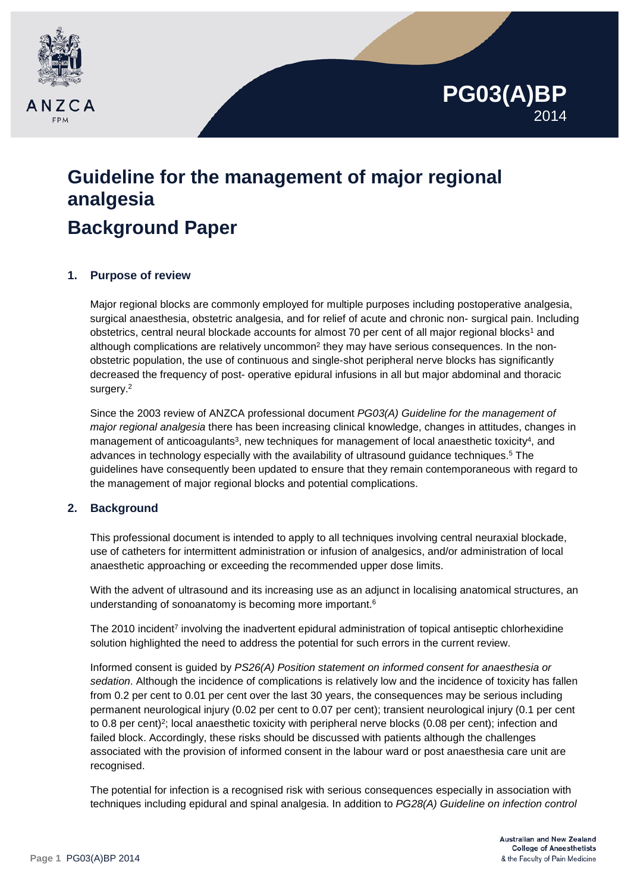PG03(A)BP
2014

# Guideline for the management of major regional analgesia

# Background Paper

## 1. Purpose of review

Major regional blocks are commonly employed for multiple purposes including postoperative analgesia, surgical anaesthesia, obstetric analgesia, and for relief of acute and chronic non- surgical pain. Including obstetrics, central neural blockade accounts for almost 70 per cent of all major regional blocks[1] and although complications are relatively uncommon[2] they may have serious consequences. In the non-obstetric population, the use of continuous and single-shot peripheral nerve blocks has significantly decreased the frequency of post- operative epidural infusions in all but major abdominal and thoracic surgery.[2]

Since the 2003 review of ANZCA professional document *PG03(A) Guideline for the management of major regional analgesia* there has been increasing clinical knowledge, changes in attitudes, changes in management of anticoagulants[3], new techniques for management of local anaesthetic toxicity[4], and advances in technology especially with the availability of ultrasound guidance techniques.[5] The guidelines have consequently been updated to ensure that they remain contemporaneous with regard to the management of major regional blocks and potential complications.

## 2. Background

This professional document is intended to apply to all techniques involving central neuraxial blockade, use of catheters for intermittent administration or infusion of analgesics, and/or administration of local anaesthetic approaching or exceeding the recommended upper dose limits.

With the advent of ultrasound and its increasing use as an adjunct in localising anatomical structures, an understanding of sonoanatomy is becoming more important.[6]

The 2010 incident[7] involving the inadvertent epidural administration of topical antiseptic chlorhexidine solution highlighted the need to address the potential for such errors in the current review.

Informed consent is guided by *PS26(A) Position statement on informed consent for anaesthesia or sedation*. Although the incidence of complications is relatively low and the incidence of toxicity has fallen from 0.2 per cent to 0.01 per cent over the last 30 years, the consequences may be serious including permanent neurological injury (0.02 per cent to 0.07 per cent); transient neurological injury (0.1 per cent to 0.8 per cent)[2]; local anaesthetic toxicity with peripheral nerve blocks (0.08 per cent); infection and failed block. Accordingly, these risks should be discussed with patients although the challenges associated with the provision of informed consent in the labour ward or post anaesthesia care unit are recognised.

The potential for infection is a recognised risk with serious consequences especially in association with techniques including epidural and spinal analgesia. In addition to *PG28(A) Guideline on infection control*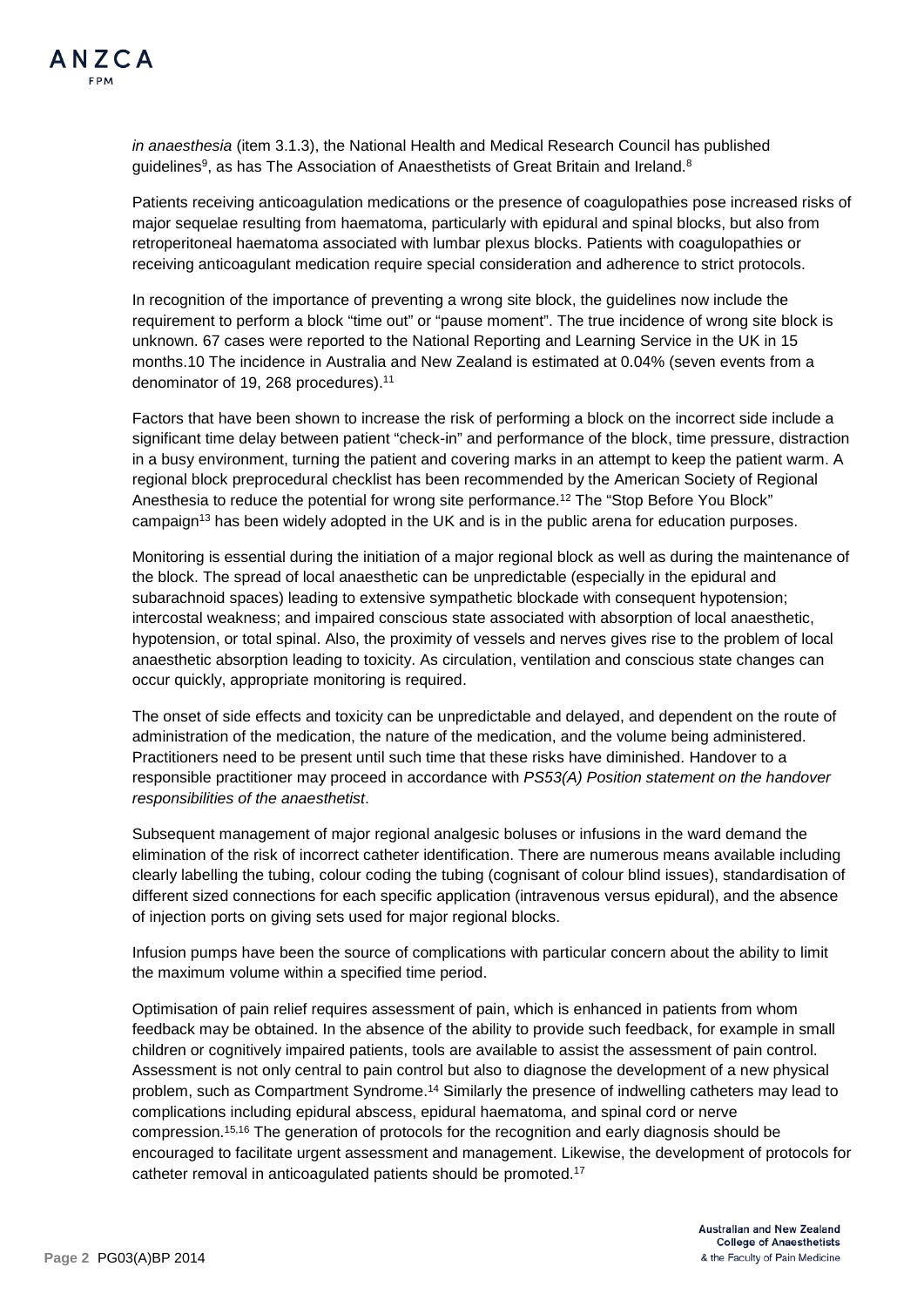*in anaesthesia* (item 3.1.3), the National Health and Medical Research Council has published guidelines[9], as has The Association of Anaesthetists of Great Britain and Ireland.[8]

Patients receiving anticoagulation medications or the presence of coagulopathies pose increased risks of major sequelae resulting from haematoma, particularly with epidural and spinal blocks, but also from retroperitoneal haematoma associated with lumbar plexus blocks. Patients with coagulopathies or receiving anticoagulant medication require special consideration and adherence to strict protocols.

In recognition of the importance of preventing a wrong site block, the guidelines now include the requirement to perform a block "time out" or "pause moment". The true incidence of wrong site block is unknown. 67 cases were reported to the National Reporting and Learning Service in the UK in 15 months.10 The incidence in Australia and New Zealand is estimated at 0.04% (seven events from a denominator of 19, 268 procedures).[11]

Factors that have been shown to increase the risk of performing a block on the incorrect side include a significant time delay between patient "check-in" and performance of the block, time pressure, distraction in a busy environment, turning the patient and covering marks in an attempt to keep the patient warm. A regional block preprocedural checklist has been recommended by the American Society of Regional Anesthesia to reduce the potential for wrong site performance.[12] The "Stop Before You Block" campaign[13] has been widely adopted in the UK and is in the public arena for education purposes.

Monitoring is essential during the initiation of a major regional block as well as during the maintenance of the block. The spread of local anaesthetic can be unpredictable (especially in the epidural and subarachnoid spaces) leading to extensive sympathetic blockade with consequent hypotension; intercostal weakness; and impaired conscious state associated with absorption of local anaesthetic, hypotension, or total spinal. Also, the proximity of vessels and nerves gives rise to the problem of local anaesthetic absorption leading to toxicity. As circulation, ventilation and conscious state changes can occur quickly, appropriate monitoring is required.

The onset of side effects and toxicity can be unpredictable and delayed, and dependent on the route of administration of the medication, the nature of the medication, and the volume being administered. Practitioners need to be present until such time that these risks have diminished. Handover to a responsible practitioner may proceed in accordance with *PS53(A) Position statement on the handover responsibilities of the anaesthetist*.

Subsequent management of major regional analgesic boluses or infusions in the ward demand the elimination of the risk of incorrect catheter identification. There are numerous means available including clearly labelling the tubing, colour coding the tubing (cognisant of colour blind issues), standardisation of different sized connections for each specific application (intravenous versus epidural), and the absence of injection ports on giving sets used for major regional blocks.

Infusion pumps have been the source of complications with particular concern about the ability to limit the maximum volume within a specified time period.

Optimisation of pain relief requires assessment of pain, which is enhanced in patients from whom feedback may be obtained. In the absence of the ability to provide such feedback, for example in small children or cognitively impaired patients, tools are available to assist the assessment of pain control. Assessment is not only central to pain control but also to diagnose the development of a new physical problem, such as Compartment Syndrome.[14] Similarly the presence of indwelling catheters may lead to complications including epidural abscess, epidural haematoma, and spinal cord or nerve compression.[15,16] The generation of protocols for the recognition and early diagnosis should be encouraged to facilitate urgent assessment and management. Likewise, the development of protocols for catheter removal in anticoagulated patients should be promoted.[17]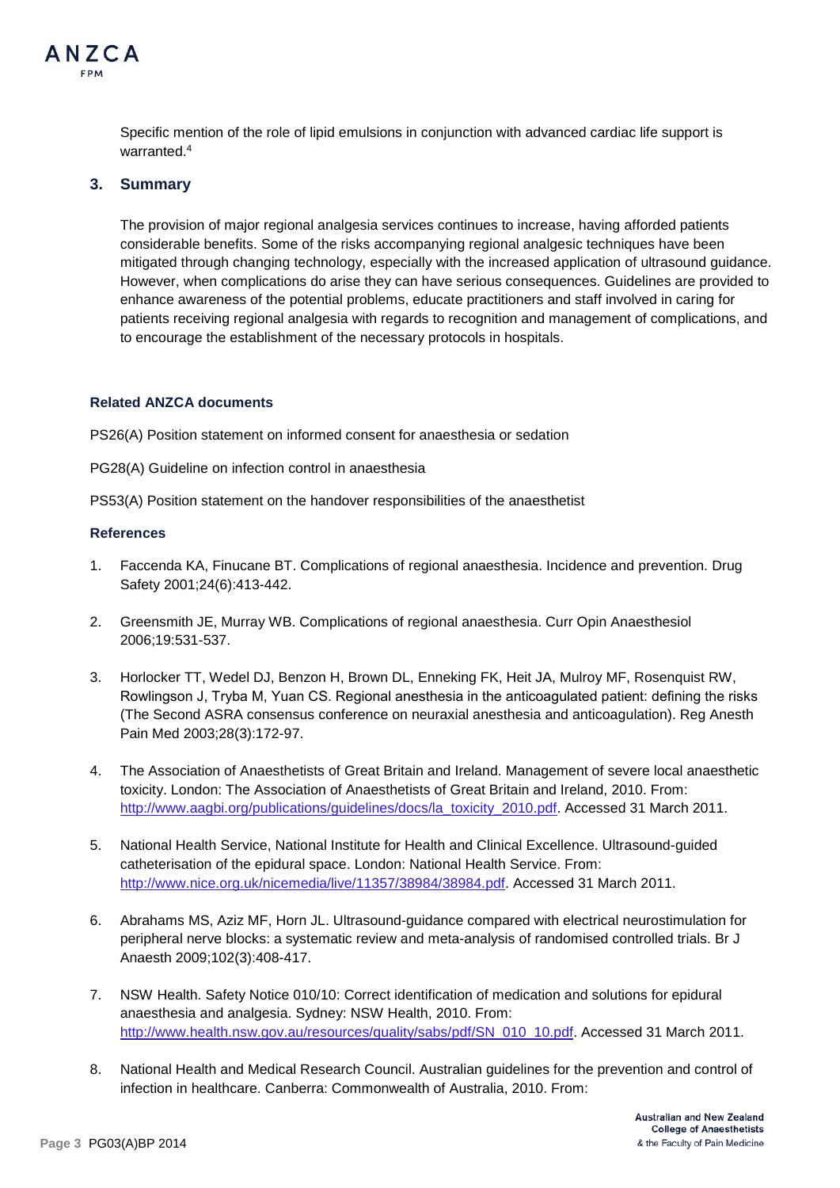Specific mention of the role of lipid emulsions in conjunction with advanced cardiac life support is warranted.[4]

## 3. Summary

The provision of major regional analgesia services continues to increase, having afforded patients considerable benefits. Some of the risks accompanying regional analgesic techniques have been mitigated through changing technology, especially with the increased application of ultrasound guidance. However, when complications do arise they can have serious consequences. Guidelines are provided to enhance awareness of the potential problems, educate practitioners and staff involved in caring for patients receiving regional analgesia with regards to recognition and management of complications, and to encourage the establishment of the necessary protocols in hospitals.

### Related ANZCA documents

PS26(A) Position statement on informed consent for anaesthesia or sedation

PG28(A) Guideline on infection control in anaesthesia

PS53(A) Position statement on the handover responsibilities of the anaesthetist

### References

1. Faccenda KA, Finucane BT. Complications of regional anaesthesia. Incidence and prevention. Drug Safety 2001;24(6):413-442.

2. Greensmith JE, Murray WB. Complications of regional anaesthesia. Curr Opin Anaesthesiol 2006;19:531-537.

3. Horlocker TT, Wedel DJ, Benzon H, Brown DL, Enneking FK, Heit JA, Mulroy MF, Rosenquist RW, Rowlingson J, Tryba M, Yuan CS. Regional anesthesia in the anticoagulated patient: defining the risks (The Second ASRA consensus conference on neuraxial anesthesia and anticoagulation). Reg Anesth Pain Med 2003;28(3):172-97.

4. The Association of Anaesthetists of Great Britain and Ireland. Management of severe local anaesthetic toxicity. London: The Association of Anaesthetists of Great Britain and Ireland, 2010. From: http://www.aagbi.org/publications/guidelines/docs/la_toxicity_2010.pdf. Accessed 31 March 2011.

5. National Health Service, National Institute for Health and Clinical Excellence. Ultrasound-guided catheterisation of the epidural space. London: National Health Service. From: http://www.nice.org.uk/nicemedia/live/11357/38984/38984.pdf. Accessed 31 March 2011.

6. Abrahams MS, Aziz MF, Horn JL. Ultrasound-guidance compared with electrical neurostimulation for peripheral nerve blocks: a systematic review and meta-analysis of randomised controlled trials. Br J Anaesth 2009;102(3):408-417.

7. NSW Health. Safety Notice 010/10: Correct identification of medication and solutions for epidural anaesthesia and analgesia. Sydney: NSW Health, 2010. From: http://www.health.nsw.gov.au/resources/quality/sabs/pdf/SN_010_10.pdf. Accessed 31 March 2011.

8. National Health and Medical Research Council. Australian guidelines for the prevention and control of infection in healthcare. Canberra: Commonwealth of Australia, 2010. From: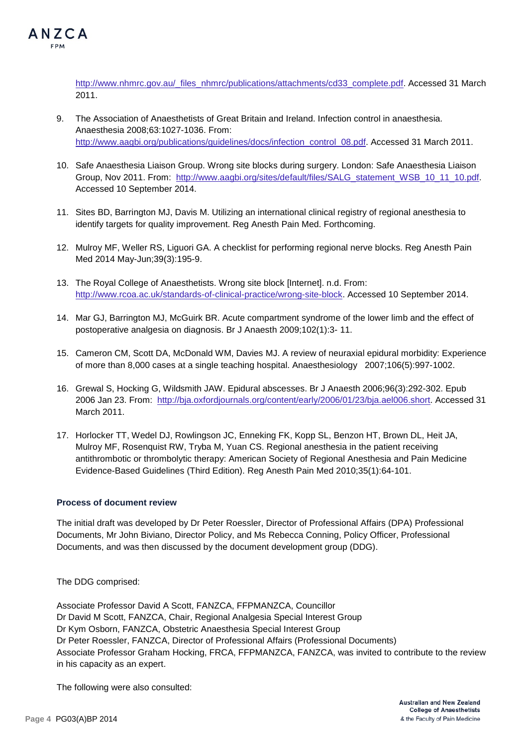http://www.nhmrc.gov.au/_files_nhmrc/publications/attachments/cd33_complete.pdf. Accessed 31 March 2011.

9. The Association of Anaesthetists of Great Britain and Ireland. Infection control in anaesthesia. Anaesthesia 2008;63:1027-1036. From: http://www.aagbi.org/publications/guidelines/docs/infection_control_08.pdf. Accessed 31 March 2011.

10. Safe Anaesthesia Liaison Group. Wrong site blocks during surgery. London: Safe Anaesthesia Liaison Group, Nov 2011. From: http://www.aagbi.org/sites/default/files/SALG_statement_WSB_10_11_10.pdf. Accessed 10 September 2014.

11. Sites BD, Barrington MJ, Davis M. Utilizing an international clinical registry of regional anesthesia to identify targets for quality improvement. Reg Anesth Pain Med. Forthcoming.

12. Mulroy MF, Weller RS, Liguori GA. A checklist for performing regional nerve blocks. Reg Anesth Pain Med 2014 May-Jun;39(3):195-9.

13. The Royal College of Anaesthetists. Wrong site block [Internet]. n.d. From: http://www.rcoa.ac.uk/standards-of-clinical-practice/wrong-site-block. Accessed 10 September 2014.

14. Mar GJ, Barrington MJ, McGuirk BR. Acute compartment syndrome of the lower limb and the effect of postoperative analgesia on diagnosis. Br J Anaesth 2009;102(1):3- 11.

15. Cameron CM, Scott DA, McDonald WM, Davies MJ. A review of neuraxial epidural morbidity: Experience of more than 8,000 cases at a single teaching hospital. Anaesthesiology 2007;106(5):997-1002.

16. Grewal S, Hocking G, Wildsmith JAW. Epidural abscesses. Br J Anaesth 2006;96(3):292-302. Epub 2006 Jan 23. From: http://bja.oxfordjournals.org/content/early/2006/01/23/bja.ael006.short. Accessed 31 March 2011.

17. Horlocker TT, Wedel DJ, Rowlingson JC, Enneking FK, Kopp SL, Benzon HT, Brown DL, Heit JA, Mulroy MF, Rosenquist RW, Tryba M, Yuan CS. Regional anesthesia in the patient receiving antithrombotic or thrombolytic therapy: American Society of Regional Anesthesia and Pain Medicine Evidence-Based Guidelines (Third Edition). Reg Anesth Pain Med 2010;35(1):64-101.

### Process of document review

The initial draft was developed by Dr Peter Roessler, Director of Professional Affairs (DPA) Professional Documents, Mr John Biviano, Director Policy, and Ms Rebecca Conning, Policy Officer, Professional Documents, and was then discussed by the document development group (DDG).

The DDG comprised:

Associate Professor David A Scott, FANZCA, FFPMANZCA, Councillor
Dr David M Scott, FANZCA, Chair, Regional Analgesia Special Interest Group
Dr Kym Osborn, FANZCA, Obstetric Anaesthesia Special Interest Group
Dr Peter Roessler, FANZCA, Director of Professional Affairs (Professional Documents)
Associate Professor Graham Hocking, FRCA, FFPMANZCA, FANZCA, was invited to contribute to the review in his capacity as an expert.

The following were also consulted: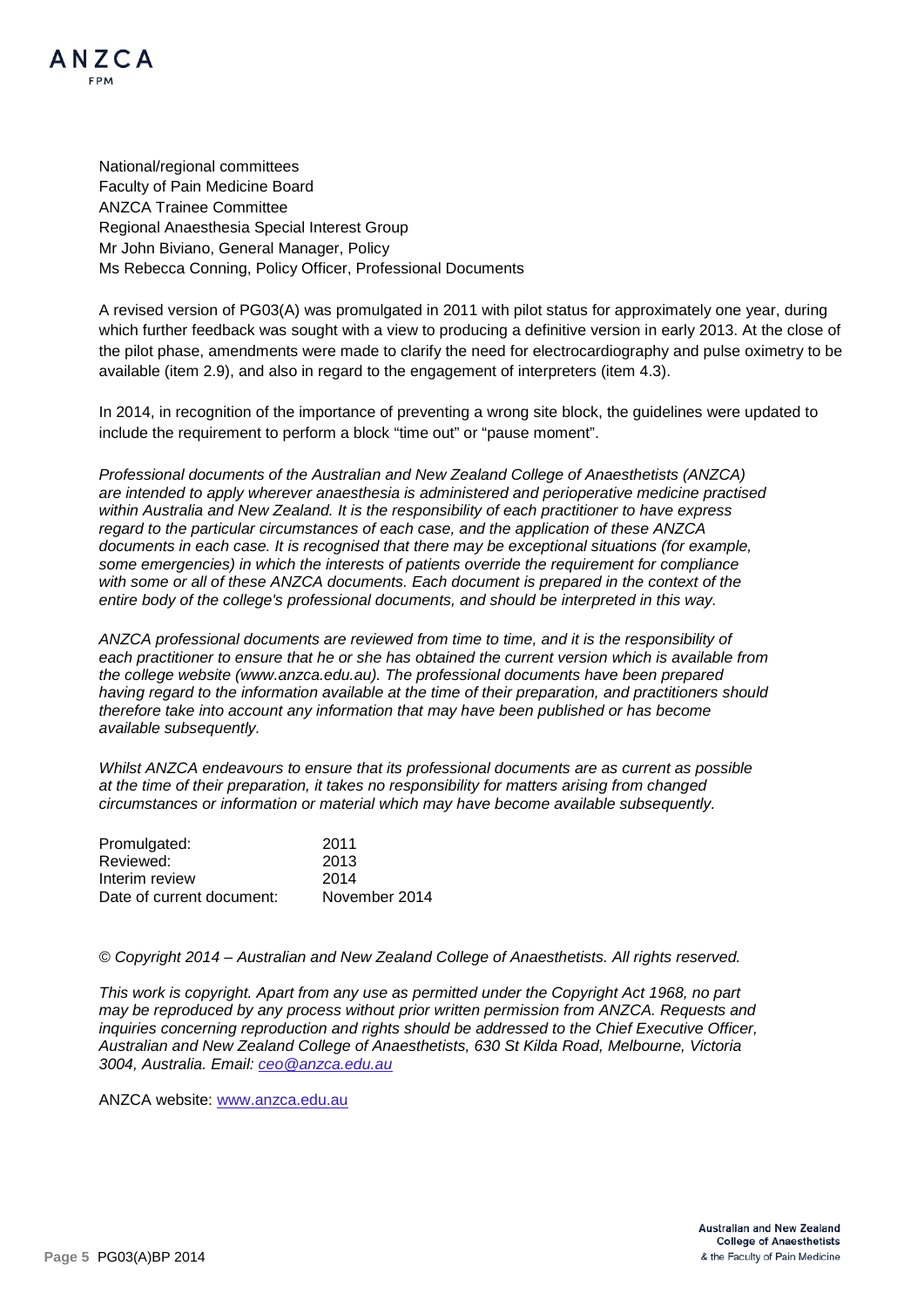National/regional committees
Faculty of Pain Medicine Board
ANZCA Trainee Committee
Regional Anaesthesia Special Interest Group
Mr John Biviano, General Manager, Policy
Ms Rebecca Conning, Policy Officer, Professional Documents

A revised version of PG03(A) was promulgated in 2011 with pilot status for approximately one year, during which further feedback was sought with a view to producing a definitive version in early 2013. At the close of the pilot phase, amendments were made to clarify the need for electrocardiography and pulse oximetry to be available (item 2.9), and also in regard to the engagement of interpreters (item 4.3).

In 2014, in recognition of the importance of preventing a wrong site block, the guidelines were updated to include the requirement to perform a block "time out" or "pause moment".

*Professional documents of the Australian and New Zealand College of Anaesthetists (ANZCA) are intended to apply wherever anaesthesia is administered and perioperative medicine practised within Australia and New Zealand. It is the responsibility of each practitioner to have express regard to the particular circumstances of each case, and the application of these ANZCA documents in each case. It is recognised that there may be exceptional situations (for example, some emergencies) in which the interests of patients override the requirement for compliance with some or all of these ANZCA documents. Each document is prepared in the context of the entire body of the college's professional documents, and should be interpreted in this way.*

*ANZCA professional documents are reviewed from time to time, and it is the responsibility of each practitioner to ensure that he or she has obtained the current version which is available from the college website (www.anzca.edu.au). The professional documents have been prepared having regard to the information available at the time of their preparation, and practitioners should therefore take into account any information that may have been published or has become available subsequently.*

*Whilst ANZCA endeavours to ensure that its professional documents are as current as possible at the time of their preparation, it takes no responsibility for matters arising from changed circumstances or information or material which may have become available subsequently.*

| | |
|---|---|
| Promulgated: | 2011 |
| Reviewed: | 2013 |
| Interim review | 2014 |
| Date of current document: | November 2014 |

*© Copyright 2014 – Australian and New Zealand College of Anaesthetists. All rights reserved.*

*This work is copyright. Apart from any use as permitted under the Copyright Act 1968, no part may be reproduced by any process without prior written permission from ANZCA. Requests and inquiries concerning reproduction and rights should be addressed to the Chief Executive Officer, Australian and New Zealand College of Anaesthetists, 630 St Kilda Road, Melbourne, Victoria 3004, Australia. Email: ceo@anzca.edu.au*

ANZCA website: www.anzca.edu.au